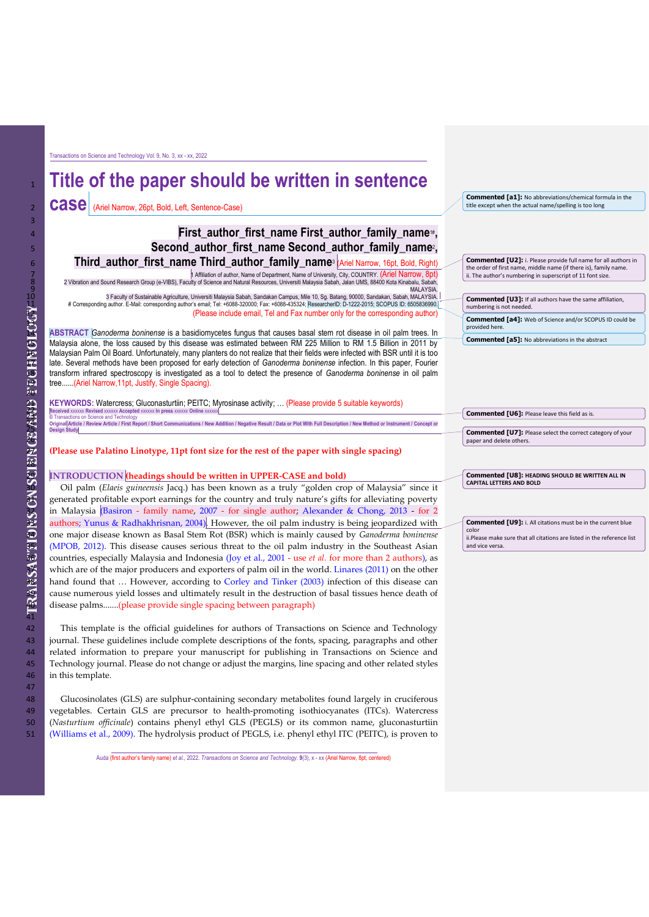# Title of the paper should be written in sentence case (Ariel Narrow, 26pt, Bold, Left, Sentence-Case)

**First_author_first_name First_author_family_name[1#], Second_author_first_name Second_author_family_name[2], Third_author_first_name Third_author_family_name[3]** (Ariel Narrow, 16pt, Bold, Right)

[1] Affiliation of author, Name of Department, Name of University, City, COUNTRY. (Ariel Narrow, 8pt)
2 Vibration and Sound Research Group (e-VIBS), Faculty of Science and Natural Resources, Universiti Malaysia Sabah, Jalan UMS, 88400 Kota Kinabalu, Sabah, MALAYSIA.
3 Faculty of Sustainable Agriculture, Universiti Malaysia Sabah, Sandakan Campus, Mile 10, Sg. Batang, 90000, Sandakan, Sabah, MALAYSIA.
# Corresponding author. E-Mail: corresponding author's email; Tel: +6088-320000; Fax: +6088-435324; ResearcherID: D-1222-2015; SCOPUS ID: 6505836990.
(Please include email, Tel and Fax number only for the corresponding author)

**ABSTRACT** *Ganoderma boninense* is a basidiomycetes fungus that causes basal stem rot disease in oil palm trees. In Malaysia alone, the loss caused by this disease was estimated between RM 225 Million to RM 1.5 Billion in 2011 by Malaysian Palm Oil Board. Unfortunately, many planters do not realize that their fields were infected with BSR until it is too late. Several methods have been proposed for early detection of *Ganoderma boninense* infection. In this paper, Fourier transform infrared spectroscopy is investigated as a tool to detect the presence of *Ganoderma boninense* in oil palm tree......(Ariel Narrow,11pt, Justify, Single Spacing).

**KEYWORDS:** Watercress; Gluconasturtiin; PEITC; Myrosinase activity; … (Please provide 5 suitable keywords)

Received xxxxxx Revised xxxxxx Accepted xxxxxx In press xxxxxx Online xxxxxx
© Transactions on Science and Technology
Original Article / Review Article / First Report / Short Communications / New Addition / Negative Result / Data or Plot With Full Description / New Method or Instrument / Concept or Design Study

**(Please use Palatino Linotype, 11pt font size for the rest of the paper with single spacing)**

## INTRODUCTION (headings should be written in UPPER-CASE and bold)

Oil palm (*Elaeis guineensis* Jacq.) has been known as a truly "golden crop of Malaysia" since it generated profitable export earnings for the country and truly nature's gifts for alleviating poverty in Malaysia (Basiron - family name, 2007 - for single author; Alexander & Chong, 2013 - for 2 authors; Yunus & Radhakhrisnan, 2004). However, the oil palm industry is being jeopardized with one major disease known as Basal Stem Rot (BSR) which is mainly caused by *Ganoderma boninense* (MPOB, 2012). This disease causes serious threat to the oil palm industry in the Southeast Asian countries, especially Malaysia and Indonesia (Joy et al., 2001 - use *et al*. for more than 2 authors), as which are of the major producers and exporters of palm oil in the world. Linares (2011) on the other hand found that … However, according to Corley and Tinker (2003) infection of this disease can cause numerous yield losses and ultimately result in the destruction of basal tissues hence death of disease palms.......(please provide single spacing between paragraph)

This template is the official guidelines for authors of Transactions on Science and Technology journal. These guidelines include complete descriptions of the fonts, spacing, paragraphs and other related information to prepare your manuscript for publishing in Transactions on Science and Technology journal. Please do not change or adjust the margins, line spacing and other related styles in this template.

Glucosinolates (GLS) are sulphur-containing secondary metabolites found largely in cruciferous vegetables. Certain GLS are precursor to health-promoting isothiocyanates (ITCs). Watercress (*Nasturtium officinale*) contains phenyl ethyl GLS (PEGLS) or its common name, gluconasturtiin (Williams et al., 2009). The hydrolysis product of PEGLS, i.e. phenyl ethyl ITC (PEITC), is proven to

Commented [a1]: No abbreviations/chemical formula in the title except when the actual name/spelling is too long

Commented [U2]: i. Please provide full name for all authors in the order of first name, middle name (if there is), family name. ii. The author's numbering in superscript of 11 font size.

Commented [U3]: If all authors have the same affiliation, numbering is not needed.

Commented [a4]: Web of Science and/or SCOPUS ID could be provided here.

Commented [a5]: No abbreviations in the abstract

Commented [U6]: Please leave this field as is.

Commented [U7]: Please select the correct category of your paper and delete others.

Commented [U8]: HEADING SHOULD BE WRITTEN ALL IN CAPITAL LETTERS AND BOLD

Commented [U9]: i. All citations must be in the current blue color
ii.Please make sure that all citations are listed in the reference list and vice versa.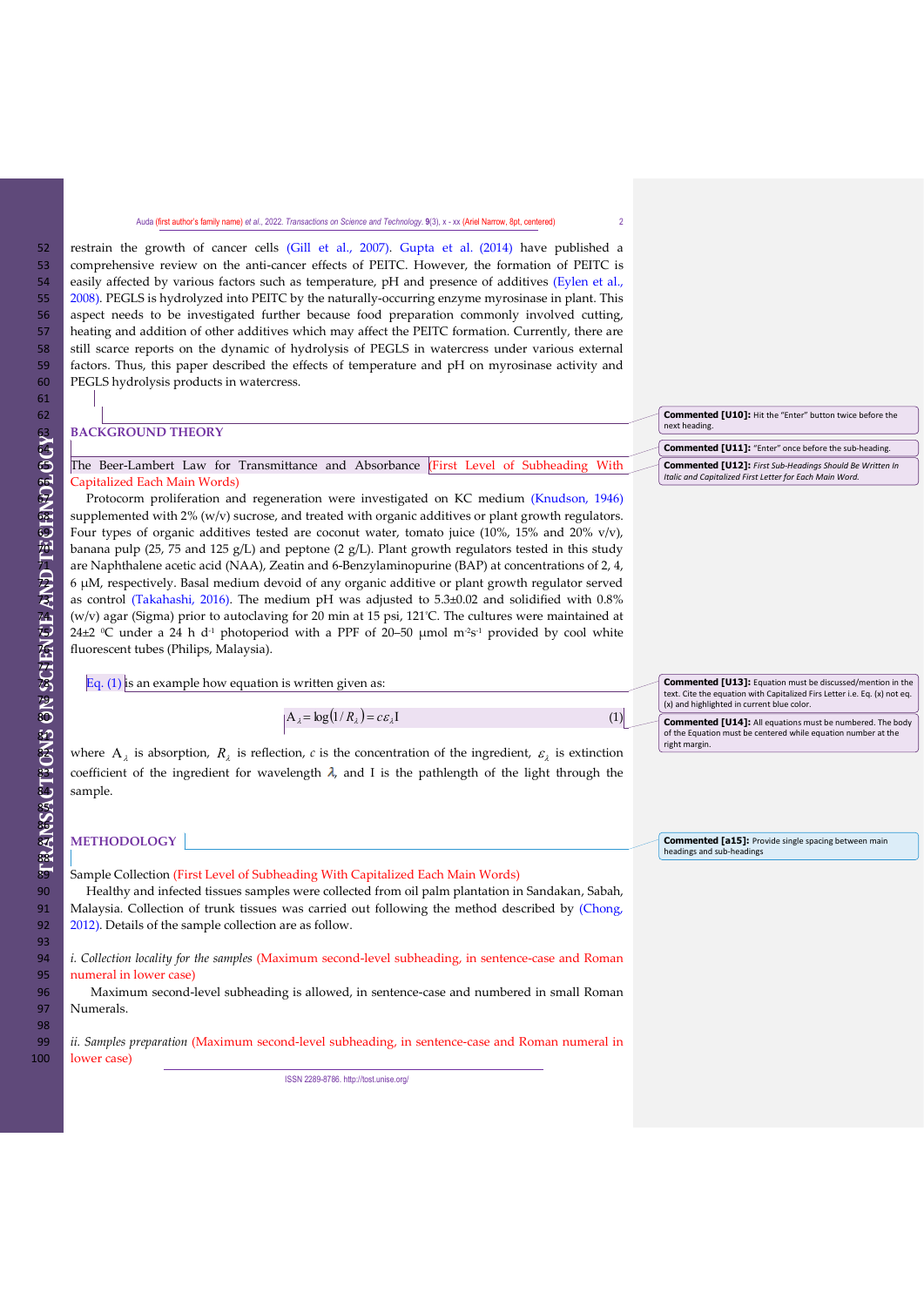restrain the growth of cancer cells (Gill et al., 2007). Gupta et al. (2014) have published a comprehensive review on the anti-cancer effects of PEITC. However, the formation of PEITC is easily affected by various factors such as temperature, pH and presence of additives (Eylen et al., 2008). PEGLS is hydrolyzed into PEITC by the naturally-occurring enzyme myrosinase in plant. This aspect needs to be investigated further because food preparation commonly involved cutting, heating and addition of other additives which may affect the PEITC formation. Currently, there are still scarce reports on the dynamic of hydrolysis of PEGLS in watercress under various external factors. Thus, this paper described the effects of temperature and pH on myrosinase activity and PEGLS hydrolysis products in watercress.

## BACKGROUND THEORY

The Beer-Lambert Law for Transmittance and Absorbance (First Level of Subheading With Capitalized Each Main Words)

Protocorm proliferation and regeneration were investigated on KC medium (Knudson, 1946) supplemented with 2% (w/v) sucrose, and treated with organic additives or plant growth regulators. Four types of organic additives tested are coconut water, tomato juice (10%, 15% and 20% v/v), banana pulp (25, 75 and 125 g/L) and peptone (2 g/L). Plant growth regulators tested in this study are Naphthalene acetic acid (NAA), Zeatin and 6-Benzylaminopurine (BAP) at concentrations of 2, 4, 6 μM, respectively. Basal medium devoid of any organic additive or plant growth regulator served as control (Takahashi, 2016). The medium pH was adjusted to 5.3±0.02 and solidified with 0.8% (w/v) agar (Sigma) prior to autoclaving for 20 min at 15 psi, 121°C. The cultures were maintained at 24±2 °C under a 24 h $d^{-1}$ photoperiod with a PPF of 20–50 μmol $m^{-2}s^{-1}$ provided by cool white fluorescent tubes (Philips, Malaysia).

Eq. (1) is an example how equation is written given as:

$$A_{\lambda} = \log\left(1/R_{\lambda}\right) = c\varepsilon_{\lambda}I \quad (1)$$

where $A_{\lambda}$ is absorption, $R_{\lambda}$ is reflection, $c$ is the concentration of the ingredient, $\varepsilon_{\lambda}$ is extinction coefficient of the ingredient for wavelength $\lambda$, and I is the pathlength of the light through the sample.

## METHODOLOGY

Sample Collection (First Level of Subheading With Capitalized Each Main Words)

Healthy and infected tissues samples were collected from oil palm plantation in Sandakan, Sabah, Malaysia. Collection of trunk tissues was carried out following the method described by (Chong, 2012). Details of the sample collection are as follow.

*i. Collection locality for the samples* (Maximum second-level subheading, in sentence-case and Roman numeral in lower case)

Maximum second-level subheading is allowed, in sentence-case and numbered in small Roman Numerals.

*ii. Samples preparation* (Maximum second-level subheading, in sentence-case and Roman numeral in lower case)

**Commented [U10]:** Hit the "Enter" button twice before the next heading.

**Commented [U11]:** "Enter" once before the sub-heading.

**Commented [U12]:** *First Sub-Headings Should Be Written In Italic and Capitalized First Letter for Each Main Word.*

**Commented [U13]:** Equation must be discussed/mention in the text. Cite the equation with Capitalized Firs Letter i.e. Eq. (x) not eq. (x) and highlighted in current blue color.

**Commented [U14]:** All equations must be numbered. The body of the Equation must be centered while equation number at the right margin.

**Commented [a15]:** Provide single spacing between main headings and sub-headings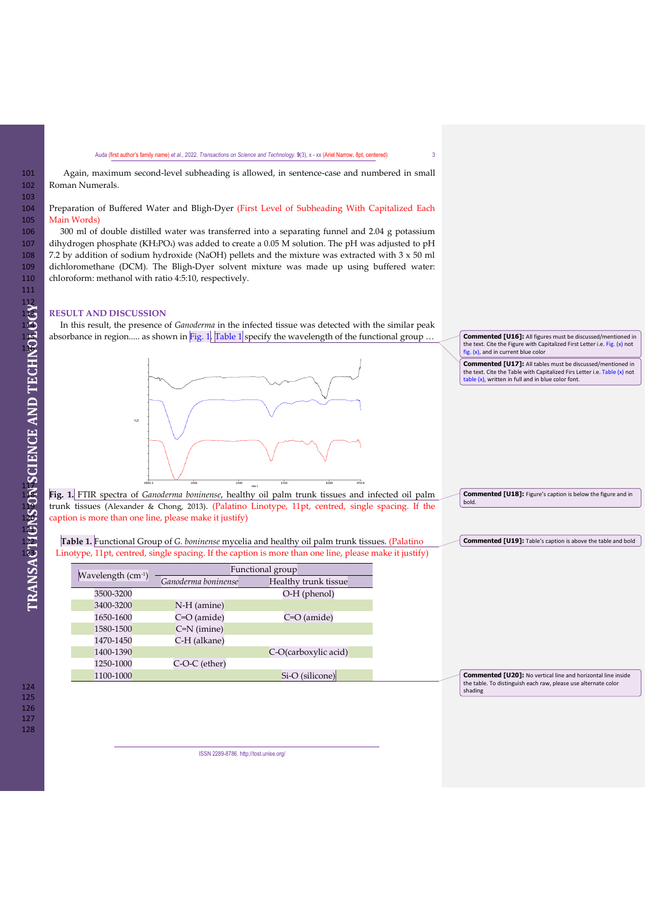Again, maximum second-level subheading is allowed, in sentence-case and numbered in small Roman Numerals.

Preparation of Buffered Water and Bligh-Dyer (First Level of Subheading With Capitalized Each Main Words)

300 ml of double distilled water was transferred into a separating funnel and 2.04 g potassium dihydrogen phosphate ($KH_2PO_4$) was added to create a 0.05 M solution. The pH was adjusted to pH 7.2 by addition of sodium hydroxide (NaOH) pellets and the mixture was extracted with 3 x 50 ml dichloromethane (DCM). The Bligh-Dyer solvent mixture was made up using buffered water: chloroform: methanol with ratio 4:5:10, respectively.

## RESULT AND DISCUSSION

In this result, the presence of *Ganoderma* in the infected tissue was detected with the similar peak absorbance in region..... as shown in Fig. 1. Table 1 specify the wavelength of the functional group …

**Fig. 1.** FTIR spectra of *Ganoderma boninense*, healthy oil palm trunk tissues and infected oil palm trunk tissues (Alexander & Chong, 2013). (Palatino Linotype, 11pt, centred, single spacing. If the caption is more than one line, please make it justify)

**Table 1.** Functional Group of *G. boninense* mycelia and healthy oil palm trunk tissues. (Palatino Linotype, 11pt, centred, single spacing. If the caption is more than one line, please make it justify)

| Wavelength ($cm^{-1}$) | Functional group | |
|---|---|---|
| | *Ganoderma boninense* | Healthy trunk tissue |
| 3500-3200 | | O-H (phenol) |
| 3400-3200 | N-H (amine) | |
| 1650-1600 | C=O (amide) | C=O (amide) |
| 1580-1500 | C=N (imine) | |
| 1470-1450 | C-H (alkane) | |
| 1400-1390 | | C-O(carboxylic acid) |
| 1250-1000 | C-O-C (ether) | |
| 1100-1000 | | Si-O (silicone) |

Commented [U16]: All figures must be discussed/mentioned in the text. Cite the Figure with Capitalized First Letter i.e. Fig. (x) not fig. (x), and in current blue color

Commented [U17]: All tables must be discussed/mentioned in the text. Cite the Table with Capitalized Firs Letter i.e. Table (x) not table (x), written in full and in blue color font.

Commented [U18]: Figure's caption is below the figure and in bold.

Commented [U19]: Table's caption is above the table and bold

Commented [U20]: No vertical line and horizontal line inside the table. To distinguish each raw, please use alternate color shading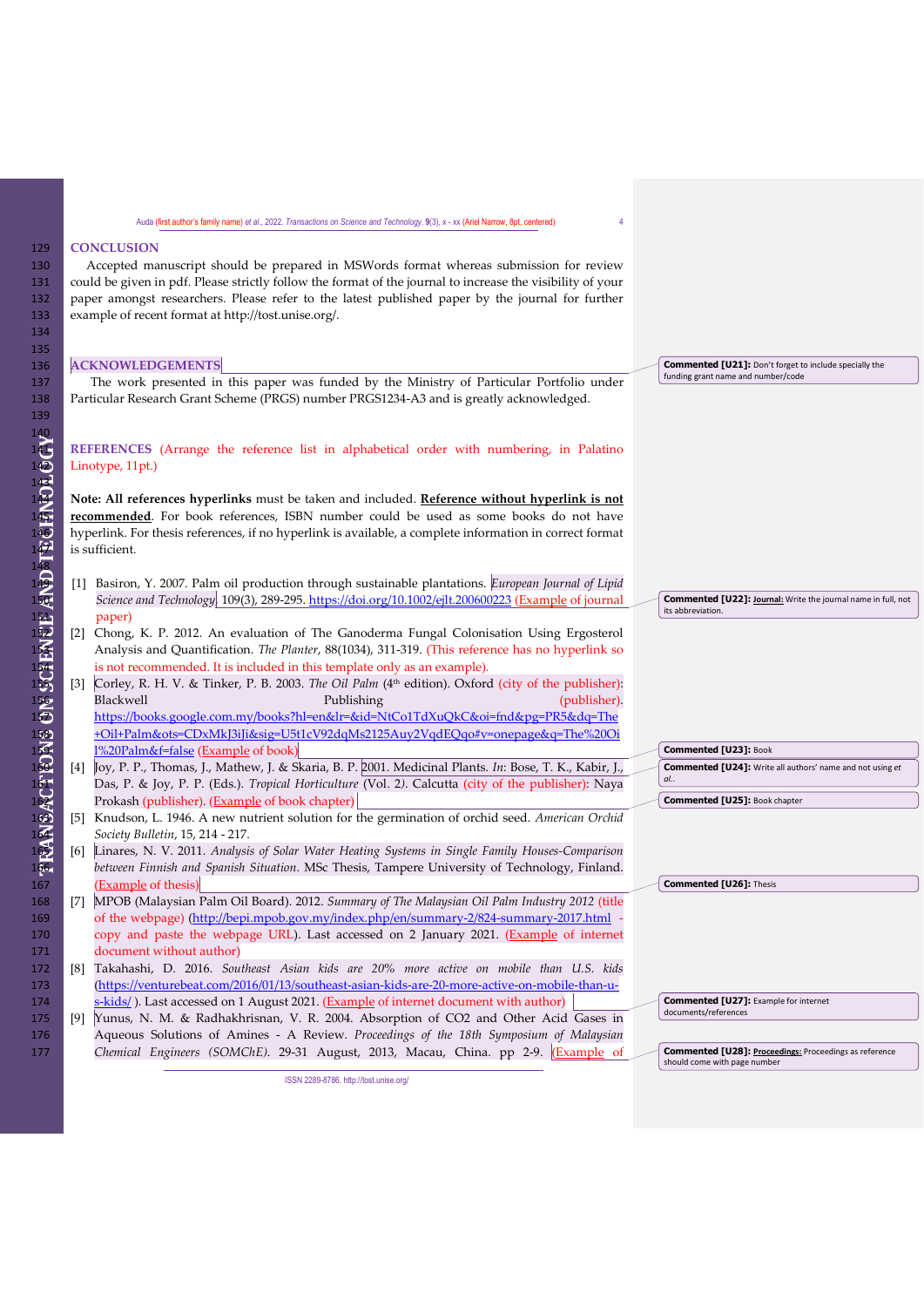## CONCLUSION

Accepted manuscript should be prepared in MSWords format whereas submission for review could be given in pdf. Please strictly follow the format of the journal to increase the visibility of your paper amongst researchers. Please refer to the latest published paper by the journal for further example of recent format at http://tost.unise.org/.

## ACKNOWLEDGEMENTS

The work presented in this paper was funded by the Ministry of Particular Portfolio under Particular Research Grant Scheme (PRGS) number PRGS1234-A3 and is greatly acknowledged.

## REFERENCES (Arrange the reference list in alphabetical order with numbering, in Palatino Linotype, 11pt.)

**Note: All references hyperlinks** must be taken and included. **Reference without hyperlink is not recommended**. For book references, ISBN number could be used as some books do not have hyperlink. For thesis references, if no hyperlink is available, a complete information in correct format is sufficient.

[1] Basiron, Y. 2007. Palm oil production through sustainable plantations. *European Journal of Lipid Science and Technology*, 109(3), 289-295. https://doi.org/10.1002/ejlt.200600223 (Example of journal paper)

[2] Chong, K. P. 2012. An evaluation of The Ganoderma Fungal Colonisation Using Ergosterol Analysis and Quantification. *The Planter*, 88(1034), 311-319. (This reference has no hyperlink so is not recommended. It is included in this template only as an example).

[3] Corley, R. H. V. & Tinker, P. B. 2003. *The Oil Palm* (4th edition). Oxford (city of the publisher): Blackwell Publishing (publisher). https://books.google.com.my/books?hl=en&lr=&id=NtCo1TdXuQkC&oi=fnd&pg=PR5&dq=The+Oil+Palm&ots=CDxMkJ3iJi&sig=U5t1cV92dqMs2125Auy2VqdEQqo#v=onepage&q=The%20Oil%20Palm&f=false (Example of book)

[4] Joy, P. P., Thomas, J., Mathew, J. & Skaria, B. P. 2001. Medicinal Plants. *In*: Bose, T. K., Kabir, J., Das, P. & Joy, P. P. (Eds.). *Tropical Horticulture* (Vol. 2). Calcutta (city of the publisher): Naya Prokash (publisher). (Example of book chapter)

[5] Knudson, L. 1946. A new nutrient solution for the germination of orchid seed. *American Orchid Society Bulletin*, 15, 214 - 217.

[6] Linares, N. V. 2011. *Analysis of Solar Water Heating Systems in Single Family Houses-Comparison between Finnish and Spanish Situation*. MSc Thesis, Tampere University of Technology, Finland. (Example of thesis)

[7] MPOB (Malaysian Palm Oil Board). 2012. *Summary of The Malaysian Oil Palm Industry 2012* (title of the webpage) (http://bepi.mpob.gov.my/index.php/en/summary-2/824-summary-2017.html - copy and paste the webpage URL). Last accessed on 2 January 2021. (Example of internet document without author)

[8] Takahashi, D. 2016. *Southeast Asian kids are 20% more active on mobile than U.S. kids* (https://venturebeat.com/2016/01/13/southeast-asian-kids-are-20-more-active-on-mobile-than-u-s-kids/ ). Last accessed on 1 August 2021. (Example of internet document with author)

[9] Yunus, N. M. & Radhakhrisnan, V. R. 2004. Absorption of CO2 and Other Acid Gases in Aqueous Solutions of Amines - A Review. *Proceedings of the 18th Symposium of Malaysian Chemical Engineers (SOMChE)*. 29-31 August, 2013, Macau, China. pp 2-9. (Example of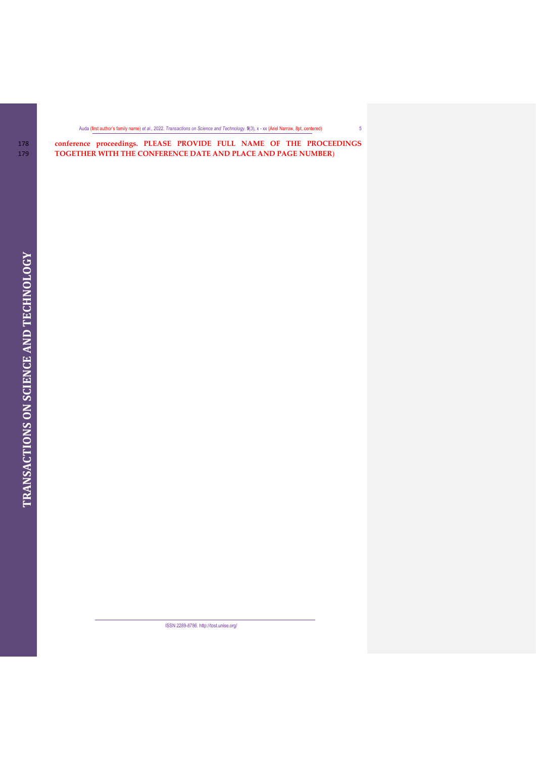**conference proceedings. PLEASE PROVIDE FULL NAME OF THE PROCEEDINGS TOGETHER WITH THE CONFERENCE DATE AND PLACE AND PAGE NUMBER)**